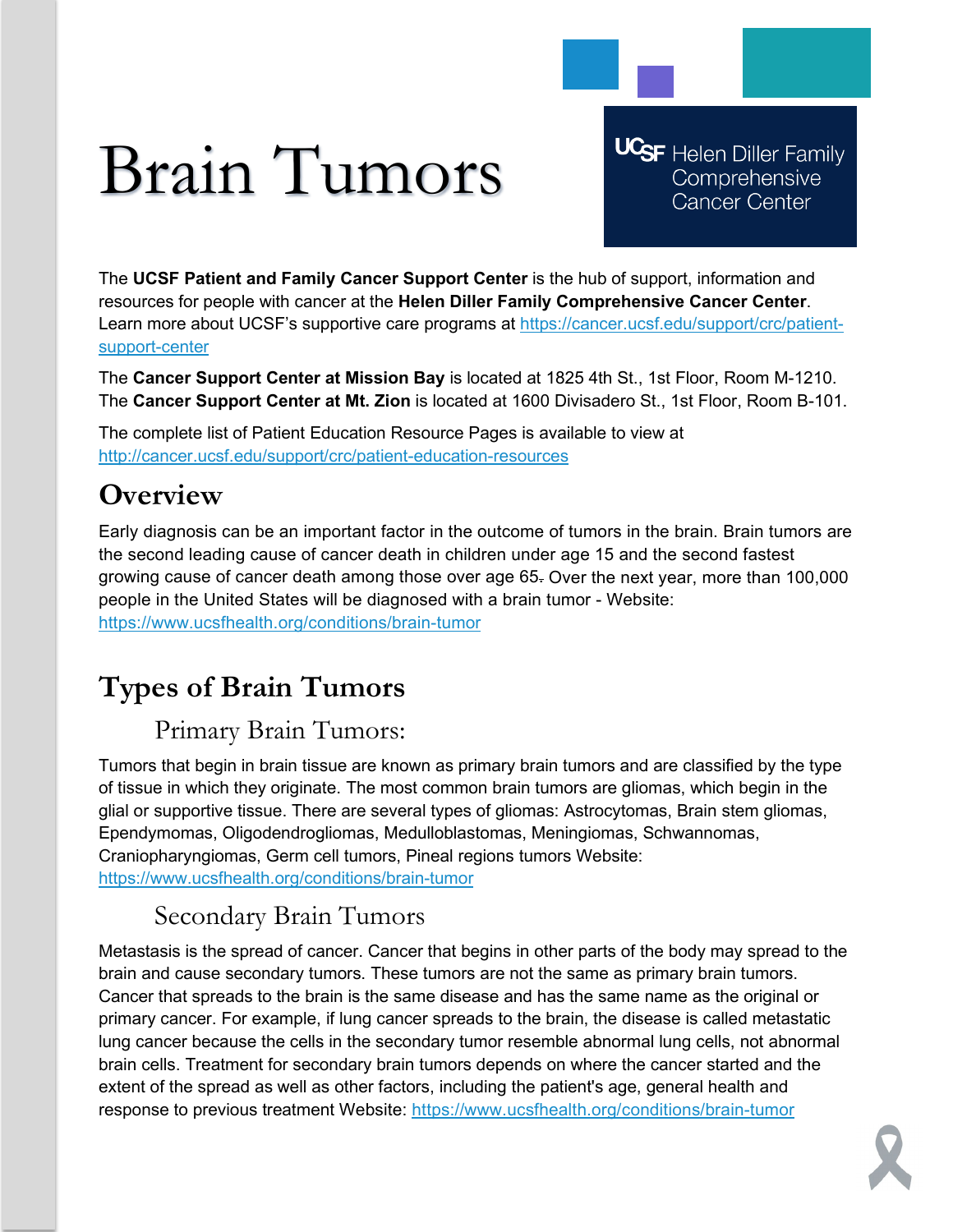# Brain Tumors

UCSF Helen Diller Family Comprehensive Cancer Center

The **UCSF Patient and Family Cancer Support Center** is the hub of support, information and resources for people with cancer at the **Helen Diller Family Comprehensive Cancer Center**. Learn more about UCSF's supportive care programs at https://cancer.ucsf.edu/support/crc/patient-support-center

The **Cancer Support Center at Mission Bay** is located at 1825 4th St., 1st Floor, Room M-1210. The **Cancer Support Center at Mt. Zion** is located at 1600 Divisadero St., 1st Floor, Room B-101.

The complete list of Patient Education Resource Pages is available to view at http://cancer.ucsf.edu/support/crc/patient-education-resources

## Overview

Early diagnosis can be an important factor in the outcome of tumors in the brain. Brain tumors are the second leading cause of cancer death in children under age 15 and the second fastest growing cause of cancer death among those over age 65. Over the next year, more than 100,000 people in the United States will be diagnosed with a brain tumor - Website: https://www.ucsfhealth.org/conditions/brain-tumor

## Types of Brain Tumors

### Primary Brain Tumors:

Tumors that begin in brain tissue are known as primary brain tumors and are classified by the type of tissue in which they originate. The most common brain tumors are gliomas, which begin in the glial or supportive tissue. There are several types of gliomas: Astrocytomas, Brain stem gliomas, Ependymomas, Oligodendrogliomas, Medulloblastomas, Meningiomas, Schwannomas, Craniopharyngiomas, Germ cell tumors, Pineal regions tumors Website: https://www.ucsfhealth.org/conditions/brain-tumor

### Secondary Brain Tumors

Metastasis is the spread of cancer. Cancer that begins in other parts of the body may spread to the brain and cause secondary tumors. These tumors are not the same as primary brain tumors. Cancer that spreads to the brain is the same disease and has the same name as the original or primary cancer. For example, if lung cancer spreads to the brain, the disease is called metastatic lung cancer because the cells in the secondary tumor resemble abnormal lung cells, not abnormal brain cells. Treatment for secondary brain tumors depends on where the cancer started and the extent of the spread as well as other factors, including the patient's age, general health and response to previous treatment Website: https://www.ucsfhealth.org/conditions/brain-tumor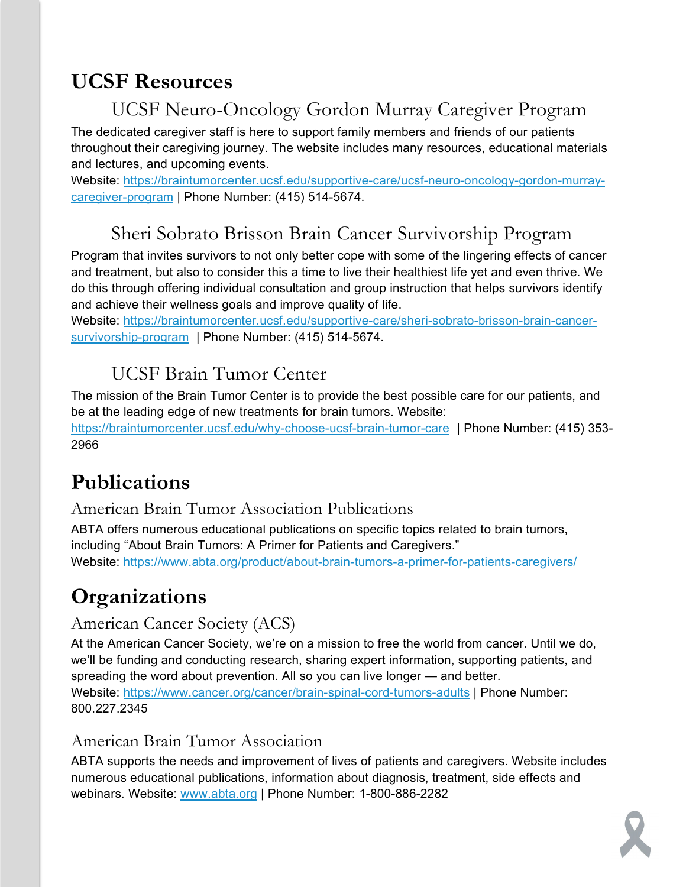# UCSF Resources

### UCSF Neuro-Oncology Gordon Murray Caregiver Program

The dedicated caregiver staff is here to support family members and friends of our patients throughout their caregiving journey. The website includes many resources, educational materials and lectures, and upcoming events.
Website: [https://braintumorcenter.ucsf.edu/supportive-care/ucsf-neuro-oncology-gordon-murray-caregiver-program](https://braintumorcenter.ucsf.edu/supportive-care/ucsf-neuro-oncology-gordon-murray-caregiver-program) | Phone Number: (415) 514-5674.

### Sheri Sobrato Brisson Brain Cancer Survivorship Program

Program that invites survivors to not only better cope with some of the lingering effects of cancer and treatment, but also to consider this a time to live their healthiest life yet and even thrive. We do this through offering individual consultation and group instruction that helps survivors identify and achieve their wellness goals and improve quality of life.
Website: [https://braintumorcenter.ucsf.edu/supportive-care/sheri-sobrato-brisson-brain-cancer-survivorship-program](https://braintumorcenter.ucsf.edu/supportive-care/sheri-sobrato-brisson-brain-cancer-survivorship-program) | Phone Number: (415) 514-5674.

### UCSF Brain Tumor Center

The mission of the Brain Tumor Center is to provide the best possible care for our patients, and be at the leading edge of new treatments for brain tumors. Website: [https://braintumorcenter.ucsf.edu/why-choose-ucsf-brain-tumor-care](https://braintumorcenter.ucsf.edu/why-choose-ucsf-brain-tumor-care) | Phone Number: (415) 353-2966

# Publications

### American Brain Tumor Association Publications

ABTA offers numerous educational publications on specific topics related to brain tumors, including "About Brain Tumors: A Primer for Patients and Caregivers."
Website: [https://www.abta.org/product/about-brain-tumors-a-primer-for-patients-caregivers/](https://www.abta.org/product/about-brain-tumors-a-primer-for-patients-caregivers/)

# Organizations

### American Cancer Society (ACS)

At the American Cancer Society, we're on a mission to free the world from cancer. Until we do, we'll be funding and conducting research, sharing expert information, supporting patients, and spreading the word about prevention. All so you can live longer — and better.
Website: [https://www.cancer.org/cancer/brain-spinal-cord-tumors-adults](https://www.cancer.org/cancer/brain-spinal-cord-tumors-adults) | Phone Number: 800.227.2345

### American Brain Tumor Association

ABTA supports the needs and improvement of lives of patients and caregivers. Website includes numerous educational publications, information about diagnosis, treatment, side effects and webinars. Website: [www.abta.org](http://www.abta.org) | Phone Number: 1-800-886-2282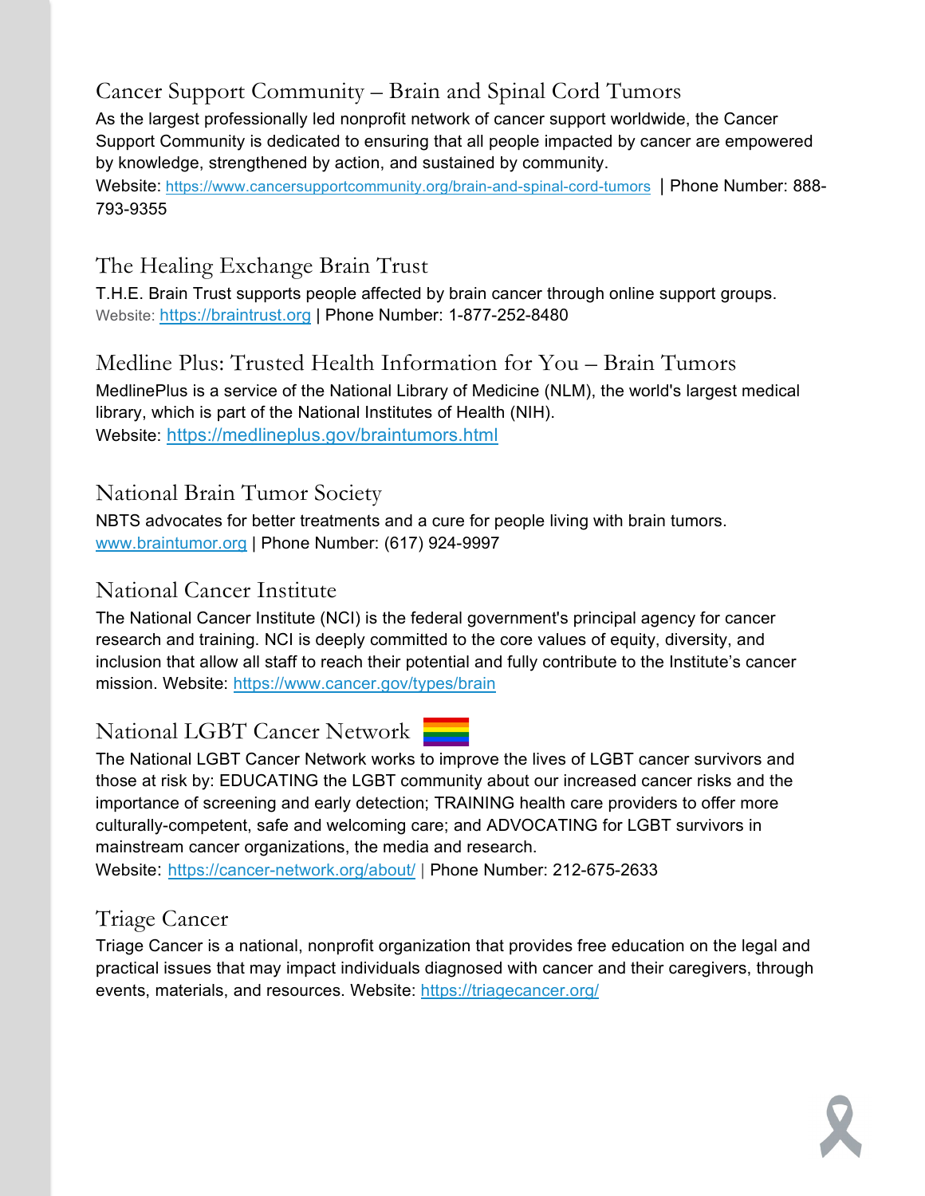## Cancer Support Community – Brain and Spinal Cord Tumors

As the largest professionally led nonprofit network of cancer support worldwide, the Cancer Support Community is dedicated to ensuring that all people impacted by cancer are empowered by knowledge, strengthened by action, and sustained by community.

Website: https://www.cancersupportcommunity.org/brain-and-spinal-cord-tumors | Phone Number: 888-793-9355

## The Healing Exchange Brain Trust

T.H.E. Brain Trust supports people affected by brain cancer through online support groups.

Website: https://braintrust.org | Phone Number: 1-877-252-8480

## Medline Plus: Trusted Health Information for You – Brain Tumors

MedlinePlus is a service of the National Library of Medicine (NLM), the world's largest medical library, which is part of the National Institutes of Health (NIH).

Website: https://medlineplus.gov/braintumors.html

## National Brain Tumor Society

NBTS advocates for better treatments and a cure for people living with brain tumors.

www.braintumor.org | Phone Number: (617) 924-9997

## National Cancer Institute

The National Cancer Institute (NCI) is the federal government's principal agency for cancer research and training. NCI is deeply committed to the core values of equity, diversity, and inclusion that allow all staff to reach their potential and fully contribute to the Institute's cancer mission. Website: https://www.cancer.gov/types/brain

## National LGBT Cancer Network

The National LGBT Cancer Network works to improve the lives of LGBT cancer survivors and those at risk by: EDUCATING the LGBT community about our increased cancer risks and the importance of screening and early detection; TRAINING health care providers to offer more culturally-competent, safe and welcoming care; and ADVOCATING for LGBT survivors in mainstream cancer organizations, the media and research.

Website: https://cancer-network.org/about/ | Phone Number: 212-675-2633

## Triage Cancer

Triage Cancer is a national, nonprofit organization that provides free education on the legal and practical issues that may impact individuals diagnosed with cancer and their caregivers, through events, materials, and resources. Website: https://triagecancer.org/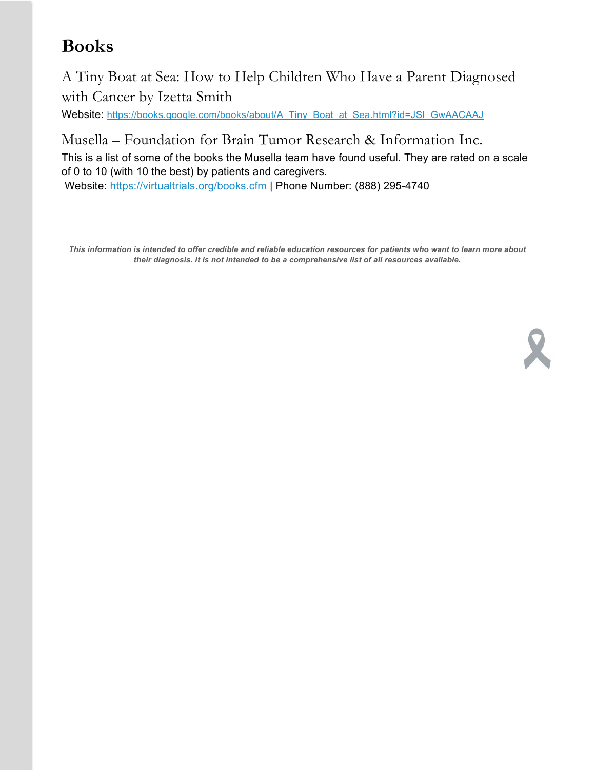# Books

## A Tiny Boat at Sea: How to Help Children Who Have a Parent Diagnosed with Cancer by Izetta Smith

Website: https://books.google.com/books/about/A_Tiny_Boat_at_Sea.html?id=JSI_GwAACAAJ

## Musella – Foundation for Brain Tumor Research & Information Inc.

This is a list of some of the books the Musella team have found useful. They are rated on a scale of 0 to 10 (with 10 the best) by patients and caregivers.

Website: https://virtualtrials.org/books.cfm | Phone Number: (888) 295-4740

***This information is intended to offer credible and reliable education resources for patients who want to learn more about their diagnosis. It is not intended to be a comprehensive list of all resources available.***